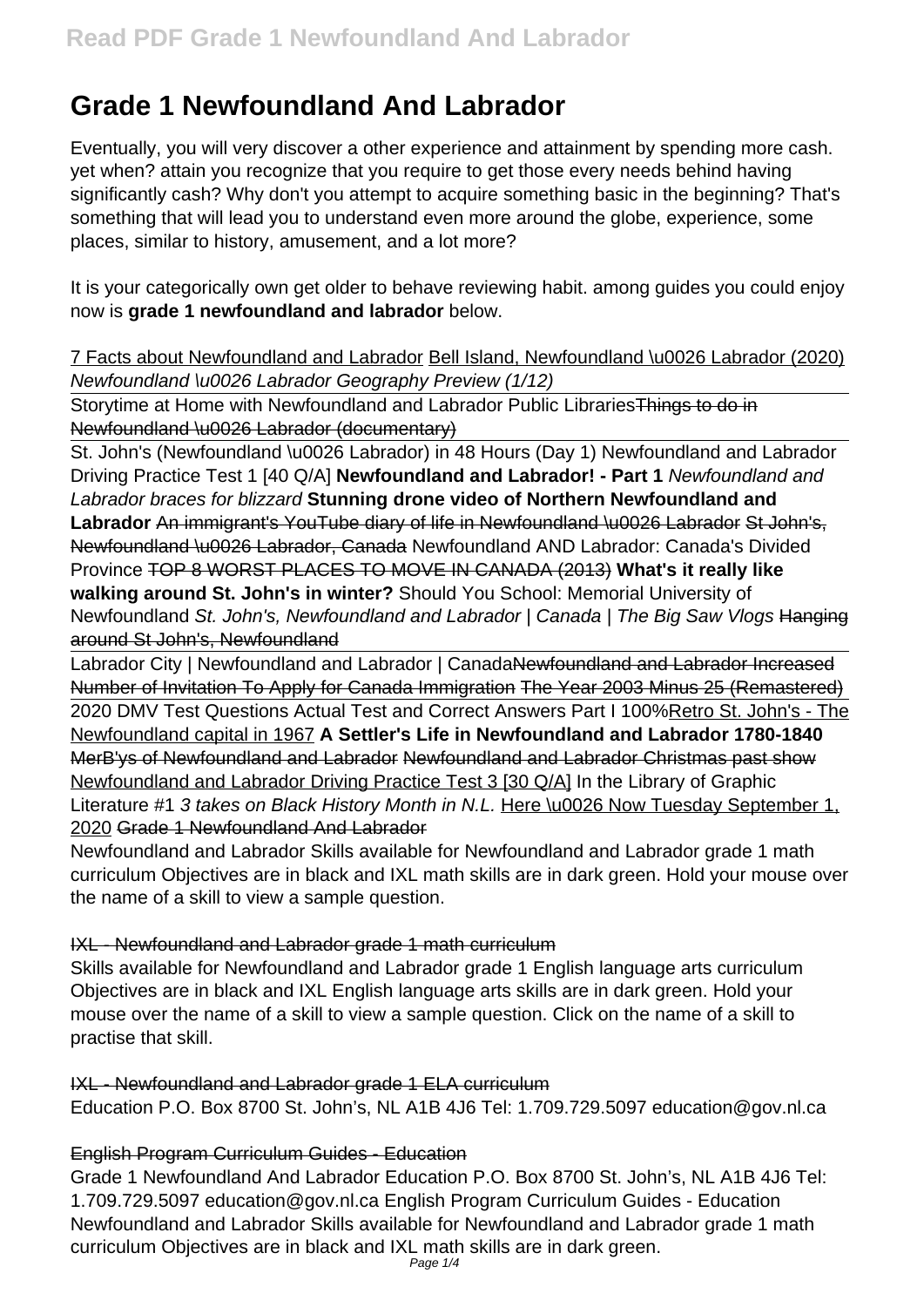# Grade 1 Newfoundland And Labrador

Eventually, you will very discover a other experience and attainment by spending more cash. yet when? attain you recognize that you require to get those every needs behind having significantly cash? Why don't you attempt to acquire something basic in the beginning? That's something that will lead you to understand even more around the globe, experience, some places, similar to history, amusement, and a lot more?

It is your categorically own get older to behave reviewing habit. among guides you could enjoy now is **grade 1 newfoundland and labrador** below.

7 Facts about Newfoundland and Labrador Bell Island, Newfoundland \u0026 Labrador (2020) *Newfoundland \u0026 Labrador Geography Preview (1/12)*

Storytime at Home with Newfoundland and Labrador Public Libraries Things to do in Newfoundland \u0026 Labrador (documentary)

St. John's (Newfoundland \u0026 Labrador) in 48 Hours (Day 1) Newfoundland and Labrador Driving Practice Test 1 [40 Q/A] **Newfoundland and Labrador! - Part 1** *Newfoundland and Labrador braces for blizzard* **Stunning drone video of Northern Newfoundland and Labrador** An immigrant's YouTube diary of life in Newfoundland \u0026 Labrador St John's, Newfoundland \u0026 Labrador, Canada Newfoundland AND Labrador: Canada's Divided Province TOP 8 WORST PLACES TO MOVE IN CANADA (2013) **What's it really like walking around St. John's in winter?** Should You School: Memorial University of Newfoundland *St. John's, Newfoundland and Labrador | Canada | The Big Saw Vlogs* Hanging around St John's, Newfoundland

Labrador City | Newfoundland and Labrador | Canada Newfoundland and Labrador Increased Number of Invitation To Apply for Canada Immigration The Year 2003 Minus 25 (Remastered) 2020 DMV Test Questions Actual Test and Correct Answers Part I 100% Retro St. John's - The Newfoundland capital in 1967 **A Settler's Life in Newfoundland and Labrador 1780-1840** MerB'ys of Newfoundland and Labrador Newfoundland and Labrador Christmas past show Newfoundland and Labrador Driving Practice Test 3 [30 Q/A] In the Library of Graphic Literature #1 *3 takes on Black History Month in N.L.* Here \u0026 Now Tuesday September 1, 2020 Grade 1 Newfoundland And Labrador

Newfoundland and Labrador Skills available for Newfoundland and Labrador grade 1 math curriculum Objectives are in black and IXL math skills are in dark green. Hold your mouse over the name of a skill to view a sample question.

## IXL - Newfoundland and Labrador grade 1 math curriculum

Skills available for Newfoundland and Labrador grade 1 English language arts curriculum Objectives are in black and IXL English language arts skills are in dark green. Hold your mouse over the name of a skill to view a sample question. Click on the name of a skill to practise that skill.

## IXL - Newfoundland and Labrador grade 1 ELA curriculum

Education P.O. Box 8700 St. John's, NL A1B 4J6 Tel: 1.709.729.5097 education@gov.nl.ca

## English Program Curriculum Guides - Education

Grade 1 Newfoundland And Labrador Education P.O. Box 8700 St. John's, NL A1B 4J6 Tel: 1.709.729.5097 education@gov.nl.ca English Program Curriculum Guides - Education Newfoundland and Labrador Skills available for Newfoundland and Labrador grade 1 math curriculum Objectives are in black and IXL math skills are in dark green.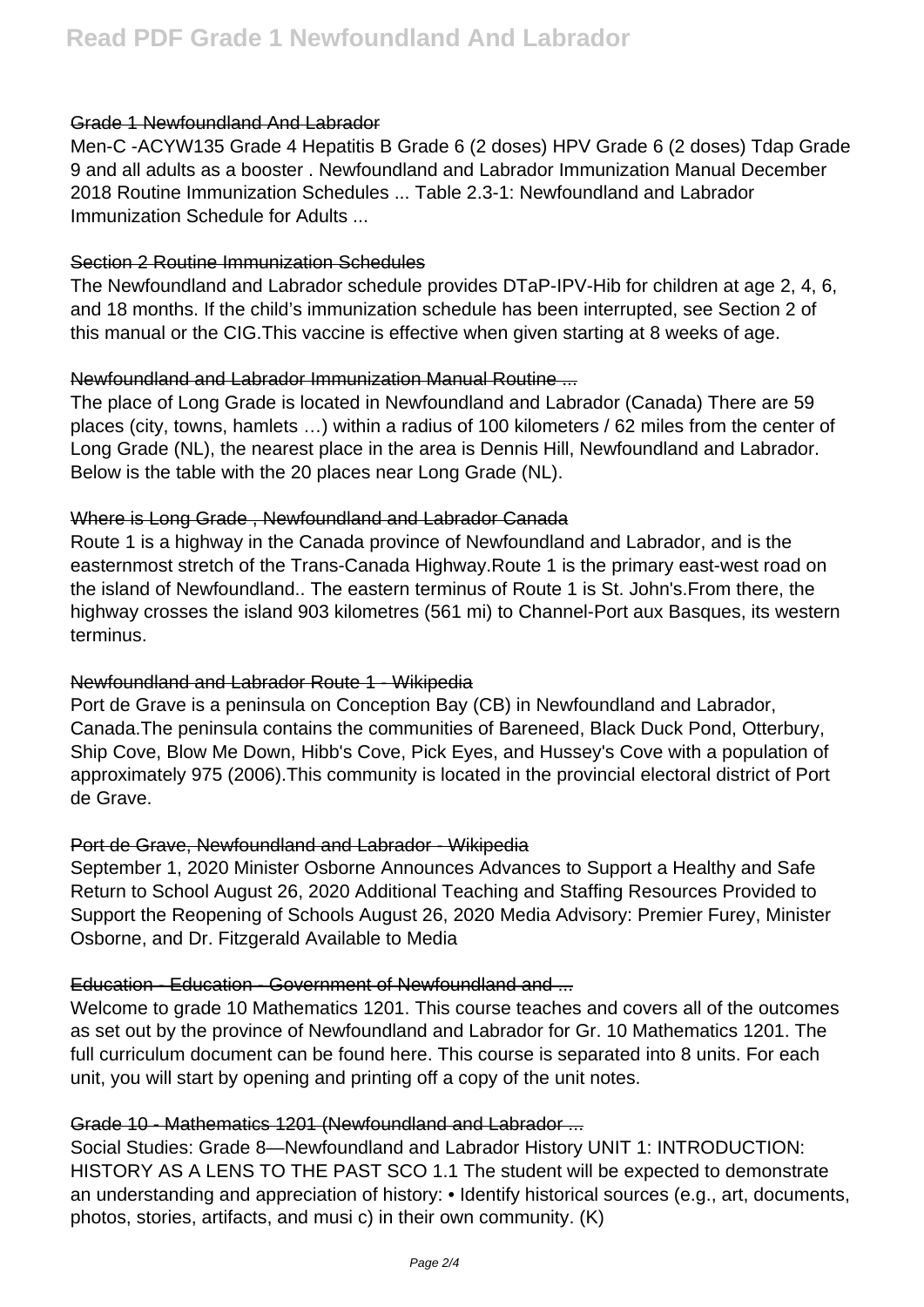### Grade 1 Newfoundland And Labrador

Men-C -ACYW135 Grade 4 Hepatitis B Grade 6 (2 doses) HPV Grade 6 (2 doses) Tdap Grade 9 and all adults as a booster . Newfoundland and Labrador Immunization Manual December 2018 Routine Immunization Schedules ... Table 2.3-1: Newfoundland and Labrador Immunization Schedule for Adults ...

### Section 2 Routine Immunization Schedules

The Newfoundland and Labrador schedule provides DTaP-IPV-Hib for children at age 2, 4, 6, and 18 months. If the child's immunization schedule has been interrupted, see Section 2 of this manual or the CIG.This vaccine is effective when given starting at 8 weeks of age.

### Newfoundland and Labrador Immunization Manual Routine ...

The place of Long Grade is located in Newfoundland and Labrador (Canada) There are 59 places (city, towns, hamlets …) within a radius of 100 kilometers / 62 miles from the center of Long Grade (NL), the nearest place in the area is Dennis Hill, Newfoundland and Labrador. Below is the table with the 20 places near Long Grade (NL).

### Where is Long Grade , Newfoundland and Labrador Canada

Route 1 is a highway in the Canada province of Newfoundland and Labrador, and is the easternmost stretch of the Trans-Canada Highway.Route 1 is the primary east-west road on the island of Newfoundland.. The eastern terminus of Route 1 is St. John's.From there, the highway crosses the island 903 kilometres (561 mi) to Channel-Port aux Basques, its western terminus.

### Newfoundland and Labrador Route 1 - Wikipedia

Port de Grave is a peninsula on Conception Bay (CB) in Newfoundland and Labrador, Canada.The peninsula contains the communities of Bareneed, Black Duck Pond, Otterbury, Ship Cove, Blow Me Down, Hibb's Cove, Pick Eyes, and Hussey's Cove with a population of approximately 975 (2006).This community is located in the provincial electoral district of Port de Grave.

### Port de Grave, Newfoundland and Labrador - Wikipedia

September 1, 2020 Minister Osborne Announces Advances to Support a Healthy and Safe Return to School August 26, 2020 Additional Teaching and Staffing Resources Provided to Support the Reopening of Schools August 26, 2020 Media Advisory: Premier Furey, Minister Osborne, and Dr. Fitzgerald Available to Media

### Education - Education - Government of Newfoundland and ...

Welcome to grade 10 Mathematics 1201. This course teaches and covers all of the outcomes as set out by the province of Newfoundland and Labrador for Gr. 10 Mathematics 1201. The full curriculum document can be found here. This course is separated into 8 units. For each unit, you will start by opening and printing off a copy of the unit notes.

### Grade 10 - Mathematics 1201 (Newfoundland and Labrador ...

Social Studies: Grade 8—Newfoundland and Labrador History UNIT 1: INTRODUCTION: HISTORY AS A LENS TO THE PAST SCO 1.1 The student will be expected to demonstrate an understanding and appreciation of history: • Identify historical sources (e.g., art, documents, photos, stories, artifacts, and musi c) in their own community. (K)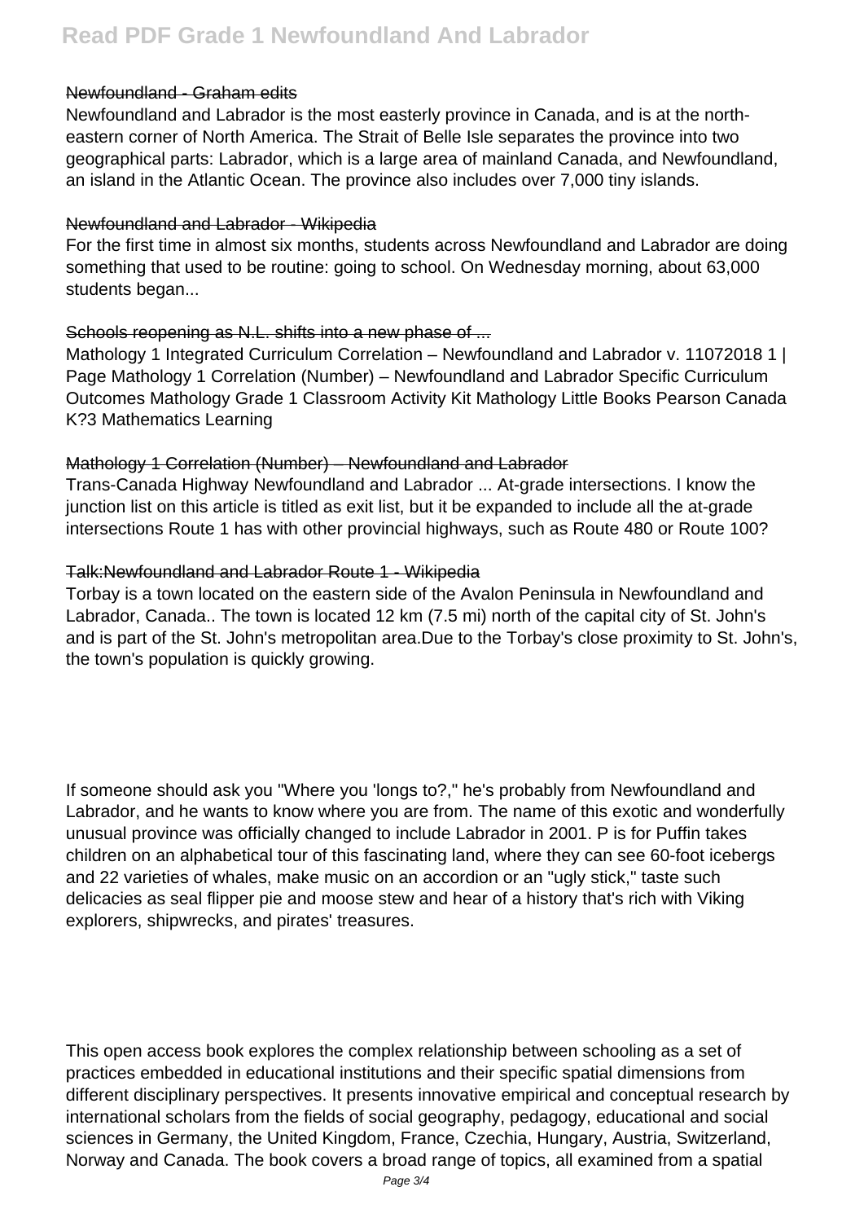### Newfoundland - Graham edits

Newfoundland and Labrador is the most easterly province in Canada, and is at the north-eastern corner of North America. The Strait of Belle Isle separates the province into two geographical parts: Labrador, which is a large area of mainland Canada, and Newfoundland, an island in the Atlantic Ocean. The province also includes over 7,000 tiny islands.

### Newfoundland and Labrador - Wikipedia

For the first time in almost six months, students across Newfoundland and Labrador are doing something that used to be routine: going to school. On Wednesday morning, about 63,000 students began...

### Schools reopening as N.L. shifts into a new phase of ...

Mathology 1 Integrated Curriculum Correlation – Newfoundland and Labrador v. 11072018 1 | Page Mathology 1 Correlation (Number) – Newfoundland and Labrador Specific Curriculum Outcomes Mathology Grade 1 Classroom Activity Kit Mathology Little Books Pearson Canada K?3 Mathematics Learning

### Mathology 1 Correlation (Number) – Newfoundland and Labrador

Trans-Canada Highway Newfoundland and Labrador ... At-grade intersections. I know the junction list on this article is titled as exit list, but it be expanded to include all the at-grade intersections Route 1 has with other provincial highways, such as Route 480 or Route 100?

### Talk:Newfoundland and Labrador Route 1 - Wikipedia

Torbay is a town located on the eastern side of the Avalon Peninsula in Newfoundland and Labrador, Canada.. The town is located 12 km (7.5 mi) north of the capital city of St. John's and is part of the St. John's metropolitan area.Due to the Torbay's close proximity to St. John's, the town's population is quickly growing.

If someone should ask you "Where you 'longs to?," he's probably from Newfoundland and Labrador, and he wants to know where you are from. The name of this exotic and wonderfully unusual province was officially changed to include Labrador in 2001. P is for Puffin takes children on an alphabetical tour of this fascinating land, where they can see 60-foot icebergs and 22 varieties of whales, make music on an accordion or an "ugly stick," taste such delicacies as seal flipper pie and moose stew and hear of a history that's rich with Viking explorers, shipwrecks, and pirates' treasures.

This open access book explores the complex relationship between schooling as a set of practices embedded in educational institutions and their specific spatial dimensions from different disciplinary perspectives. It presents innovative empirical and conceptual research by international scholars from the fields of social geography, pedagogy, educational and social sciences in Germany, the United Kingdom, France, Czechia, Hungary, Austria, Switzerland, Norway and Canada. The book covers a broad range of topics, all examined from a spatial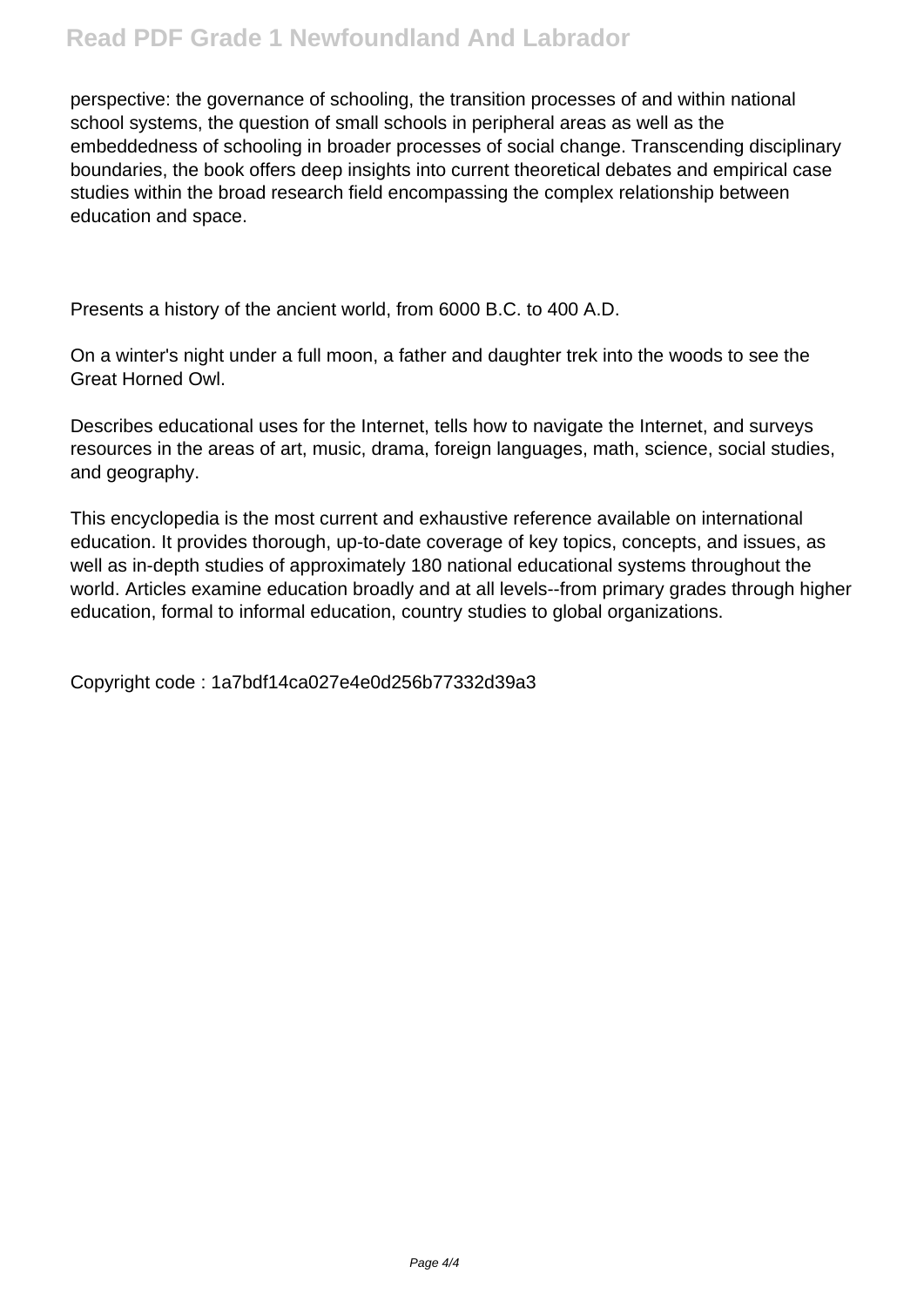perspective: the governance of schooling, the transition processes of and within national school systems, the question of small schools in peripheral areas as well as the embeddedness of schooling in broader processes of social change. Transcending disciplinary boundaries, the book offers deep insights into current theoretical debates and empirical case studies within the broad research field encompassing the complex relationship between education and space.

Presents a history of the ancient world, from 6000 B.C. to 400 A.D.

On a winter's night under a full moon, a father and daughter trek into the woods to see the Great Horned Owl.

Describes educational uses for the Internet, tells how to navigate the Internet, and surveys resources in the areas of art, music, drama, foreign languages, math, science, social studies, and geography.

This encyclopedia is the most current and exhaustive reference available on international education. It provides thorough, up-to-date coverage of key topics, concepts, and issues, as well as in-depth studies of approximately 180 national educational systems throughout the world. Articles examine education broadly and at all levels--from primary grades through higher education, formal to informal education, country studies to global organizations.

Copyright code : 1a7bdf14ca027e4e0d256b77332d39a3